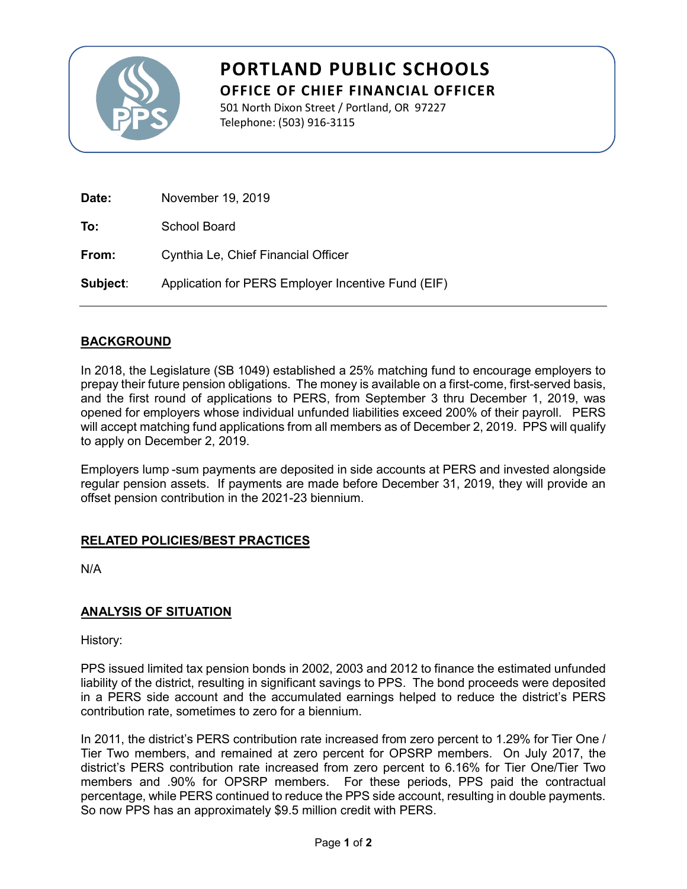# PORTLAND PUBLIC SCHOOLS

## OFFICE OF CHIEF FINANCIAL OFFICER

501 North Dixon Street / Portland, OR 97227
Telephone: (503) 916-3115

**Date:** November 19, 2019

**To:** School Board

**From:** Cynthia Le, Chief Financial Officer

**Subject:** Application for PERS Employer Incentive Fund (EIF)

---

### BACKGROUND

In 2018, the Legislature (SB 1049) established a 25% matching fund to encourage employers to prepay their future pension obligations. The money is available on a first-come, first-served basis, and the first round of applications to PERS, from September 3 thru December 1, 2019, was opened for employers whose individual unfunded liabilities exceed 200% of their payroll. PERS will accept matching fund applications from all members as of December 2, 2019. PPS will qualify to apply on December 2, 2019.

Employers lump -sum payments are deposited in side accounts at PERS and invested alongside regular pension assets. If payments are made before December 31, 2019, they will provide an offset pension contribution in the 2021-23 biennium.

### RELATED POLICIES/BEST PRACTICES

N/A

### ANALYSIS OF SITUATION

History:

PPS issued limited tax pension bonds in 2002, 2003 and 2012 to finance the estimated unfunded liability of the district, resulting in significant savings to PPS. The bond proceeds were deposited in a PERS side account and the accumulated earnings helped to reduce the district's PERS contribution rate, sometimes to zero for a biennium.

In 2011, the district's PERS contribution rate increased from zero percent to 1.29% for Tier One / Tier Two members, and remained at zero percent for OPSRP members. On July 2017, the district's PERS contribution rate increased from zero percent to 6.16% for Tier One/Tier Two members and .90% for OPSRP members. For these periods, PPS paid the contractual percentage, while PERS continued to reduce the PPS side account, resulting in double payments. So now PPS has an approximately $9.5 million credit with PERS.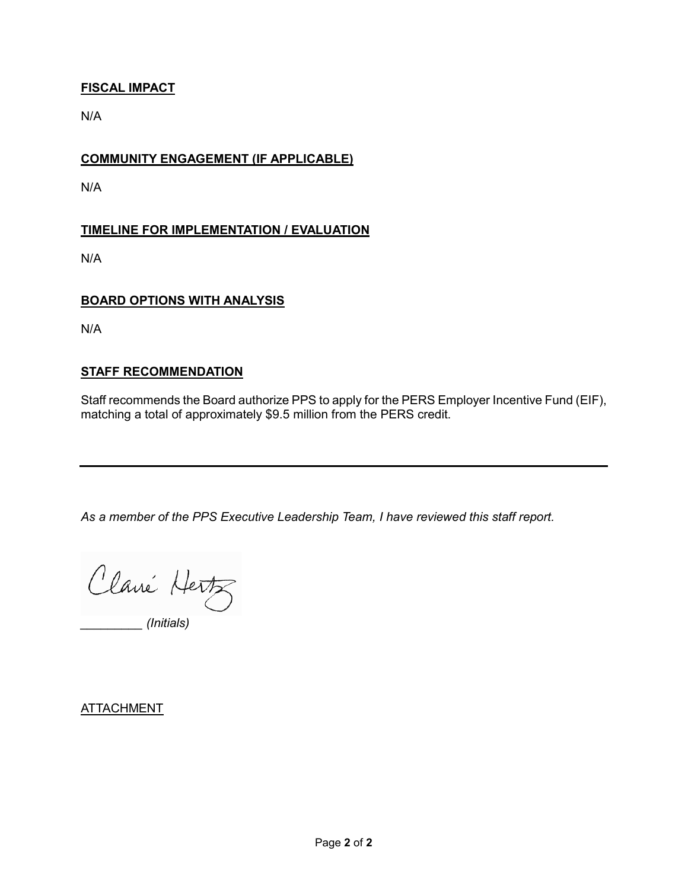**FISCAL IMPACT**

N/A

**COMMUNITY ENGAGEMENT (IF APPLICABLE)**

N/A

**TIMELINE FOR IMPLEMENTATION / EVALUATION**

N/A

**BOARD OPTIONS WITH ANALYSIS**

N/A

**STAFF RECOMMENDATION**

Staff recommends the Board authorize PPS to apply for the PERS Employer Incentive Fund (EIF), matching a total of approximately $9.5 million from the PERS credit.

---

*As a member of the PPS Executive Leadership Team, I have reviewed this staff report.*

Claire Hertz

_________ *(Initials)*

ATTACHMENT